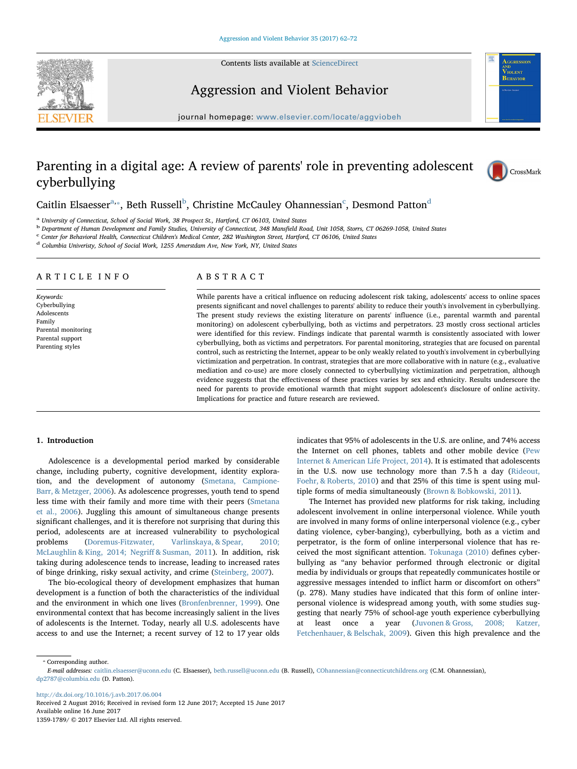# Parenting in a digital age: A review of parents' role in preventing adolescent cyberbullying

Caitlin Elsaesser[a,*], Beth Russell[b], Christine McCauley Ohannessian[c], Desmond Patton[d]

[a] University of Connecticut, School of Social Work, 38 Prospect St., Hartford, CT 06103, United States
[b] Department of Human Development and Family Studies, University of Connecticut, 348 Mansfield Road, Unit 1058, Storrs, CT 06269-1058, United States
[c] Center for Behavioral Health, Connecticut Children's Medical Center, 282 Washington Street, Hartford, CT 06106, United States
[d] Columbia Univeristy, School of Social Work, 1255 Amerstdam Ave, New York, NY, United States

## ARTICLE INFO

*Keywords:*
Cyberbullying
Adolescents
Family
Parental monitoring
Parental support
Parenting styles

## ABSTRACT

While parents have a critical influence on reducing adolescent risk taking, adolescents' access to online spaces presents significant and novel challenges to parents' ability to reduce their youth's involvement in cyberbullying. The present study reviews the existing literature on parents' influence (i.e., parental warmth and parental monitoring) on adolescent cyberbullying, both as victims and perpetrators. 23 mostly cross sectional articles were identified for this review. Findings indicate that parental warmth is consistently associated with lower cyberbullying, both as victims and perpetrators. For parental monitoring, strategies that are focused on parental control, such as restricting the Internet, appear to be only weakly related to youth's involvement in cyberbullying victimization and perpetration. In contrast, strategies that are more collaborative with in nature (e.g., evaluative mediation and co-use) are more closely connected to cyberbullying victimization and perpetration, although evidence suggests that the effectiveness of these practices varies by sex and ethnicity. Results underscore the need for parents to provide emotional warmth that might support adolescent's disclosure of online activity. Implications for practice and future research are reviewed.

## 1. Introduction

Adolescence is a developmental period marked by considerable change, including puberty, cognitive development, identity exploration, and the development of autonomy (Smetana, Campione-Barr, & Metzger, 2006). As adolescence progresses, youth tend to spend less time with their family and more time with their peers (Smetana et al., 2006). Juggling this amount of simultaneous change presents significant challenges, and it is therefore not surprising that during this period, adolescents are at increased vulnerability to psychological problems (Doremus-Fitzwater, Varlinskaya, & Spear, 2010; McLaughlin & King, 2014; Negriff & Susman, 2011). In addition, risk taking during adolescence tends to increase, leading to increased rates of binge drinking, risky sexual activity, and crime (Steinberg, 2007).

The bio-ecological theory of development emphasizes that human development is a function of both the characteristics of the individual and the environment in which one lives (Bronfenbrenner, 1999). One environmental context that has become increasingly salient in the lives of adolescents is the Internet. Today, nearly all U.S. adolescents have access to and use the Internet; a recent survey of 12 to 17 year olds indicates that 95% of adolescents in the U.S. are online, and 74% access the Internet on cell phones, tablets and other mobile device (Pew Internet & American Life Project, 2014). It is estimated that adolescents in the U.S. now use technology more than 7.5 h a day (Rideout, Foehr, & Roberts, 2010) and that 25% of this time is spent using multiple forms of media simultaneously (Brown & Bobkowski, 2011).

The Internet has provided new platforms for risk taking, including adolescent involvement in online interpersonal violence. While youth are involved in many forms of online interpersonal violence (e.g., cyber dating violence, cyber-banging), cyberbullying, both as a victim and perpetrator, is the form of online interpersonal violence that has received the most significant attention. Tokunaga (2010) defines cyberbullying as "any behavior performed through electronic or digital media by individuals or groups that repeatedly communicates hostile or aggressive messages intended to inflict harm or discomfort on others" (p. 278). Many studies have indicated that this form of online interpersonal violence is widespread among youth, with some studies suggesting that nearly 75% of school-age youth experience cyberbullying at least once a year (Juvonen & Gross, 2008; Katzer, Fetchenhauer, & Belschak, 2009). Given this high prevalence and the

* Corresponding author.
*E-mail addresses:* caitlin.elsaesser@uconn.edu (C. Elsaesser), beth.russell@uconn.edu (B. Russell), COhannessian@connecticutchildrens.org (C.M. Ohannessian), dp2787@columbia.edu (D. Patton).

http://dx.doi.org/10.1016/j.avb.2017.06.004
Received 2 August 2016; Received in revised form 12 June 2017; Accepted 15 June 2017
Available online 16 June 2017
1359-1789/ © 2017 Elsevier Ltd. All rights reserved.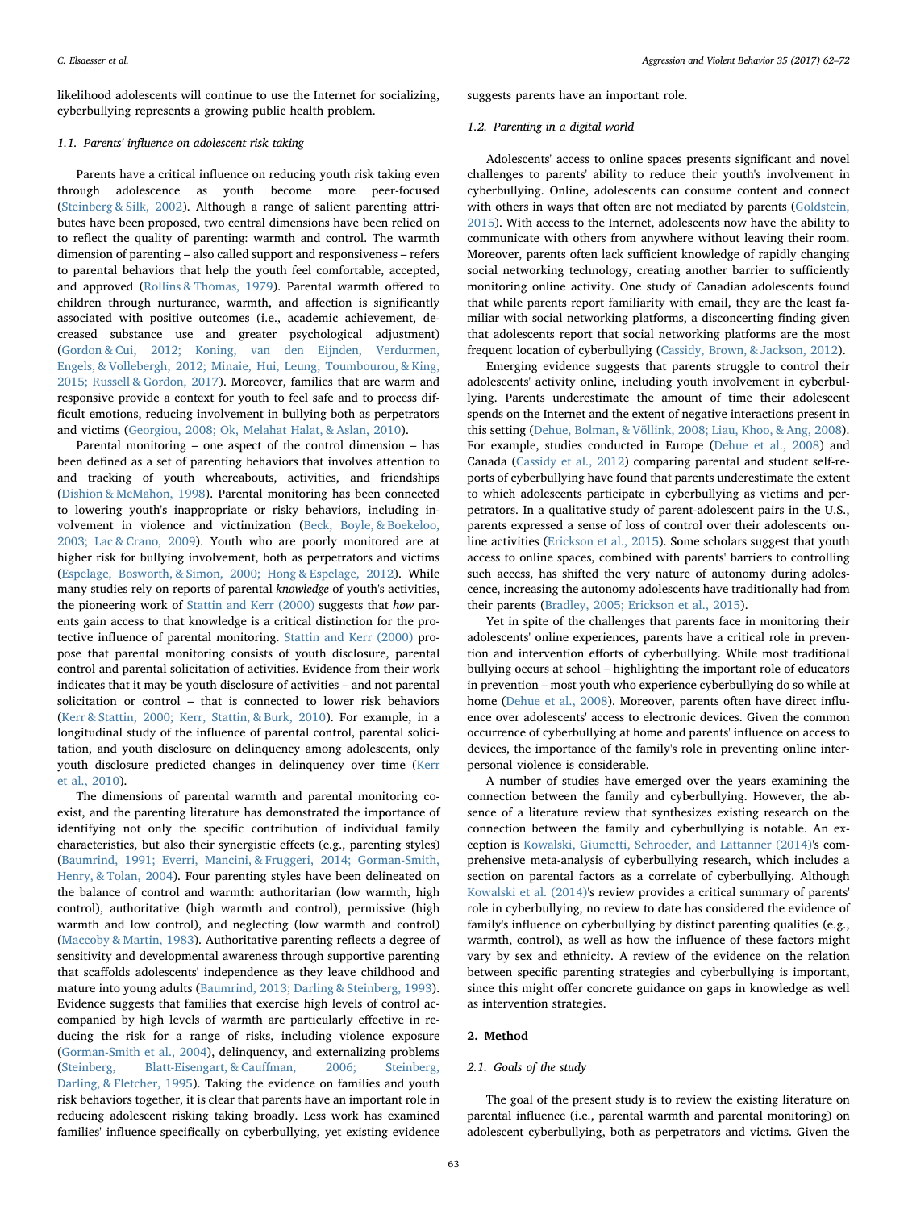likelihood adolescents will continue to use the Internet for socializing, cyberbullying represents a growing public health problem.

### 1.1. Parents' influence on adolescent risk taking

Parents have a critical influence on reducing youth risk taking even through adolescence as youth become more peer-focused (Steinberg & Silk, 2002). Although a range of salient parenting attributes have been proposed, two central dimensions have been relied on to reflect the quality of parenting: warmth and control. The warmth dimension of parenting – also called support and responsiveness – refers to parental behaviors that help the youth feel comfortable, accepted, and approved (Rollins & Thomas, 1979). Parental warmth offered to children through nurturance, warmth, and affection is significantly associated with positive outcomes (i.e., academic achievement, decreased substance use and greater psychological adjustment) (Gordon & Cui, 2012; Koning, van den Eijnden, Verdurmen, Engels, & Vollebergh, 2012; Minaie, Hui, Leung, Toumbourou, & King, 2015; Russell & Gordon, 2017). Moreover, families that are warm and responsive provide a context for youth to feel safe and to process difficult emotions, reducing involvement in bullying both as perpetrators and victims (Georgiou, 2008; Ok, Melahat Halat, & Aslan, 2010).

Parental monitoring – one aspect of the control dimension – has been defined as a set of parenting behaviors that involves attention to and tracking of youth whereabouts, activities, and friendships (Dishion & McMahon, 1998). Parental monitoring has been connected to lowering youth's inappropriate or risky behaviors, including involvement in violence and victimization (Beck, Boyle, & Boekeloo, 2003; Lac & Crano, 2009). Youth who are poorly monitored are at higher risk for bullying involvement, both as perpetrators and victims (Espelage, Bosworth, & Simon, 2000; Hong & Espelage, 2012). While many studies rely on reports of parental *knowledge* of youth's activities, the pioneering work of Stattin and Kerr (2000) suggests that *how* parents gain access to that knowledge is a critical distinction for the protective influence of parental monitoring. Stattin and Kerr (2000) propose that parental monitoring consists of youth disclosure, parental control and parental solicitation of activities. Evidence from their work indicates that it may be youth disclosure of activities – and not parental solicitation or control – that is connected to lower risk behaviors (Kerr & Stattin, 2000; Kerr, Stattin, & Burk, 2010). For example, in a longitudinal study of the influence of parental control, parental solicitation, and youth disclosure on delinquency among adolescents, only youth disclosure predicted changes in delinquency over time (Kerr et al., 2010).

The dimensions of parental warmth and parental monitoring coexist, and the parenting literature has demonstrated the importance of identifying not only the specific contribution of individual family characteristics, but also their synergistic effects (e.g., parenting styles) (Baumrind, 1991; Everri, Mancini, & Fruggeri, 2014; Gorman-Smith, Henry, & Tolan, 2004). Four parenting styles have been delineated on the balance of control and warmth: authoritarian (low warmth, high control), authoritative (high warmth and control), permissive (high warmth and low control), and neglecting (low warmth and control) (Maccoby & Martin, 1983). Authoritative parenting reflects a degree of sensitivity and developmental awareness through supportive parenting that scaffolds adolescents' independence as they leave childhood and mature into young adults (Baumrind, 2013; Darling & Steinberg, 1993). Evidence suggests that families that exercise high levels of control accompanied by high levels of warmth are particularly effective in reducing the risk for a range of risks, including violence exposure (Gorman-Smith et al., 2004), delinquency, and externalizing problems (Steinberg, Blatt-Eisengart, & Cauffman, 2006; Steinberg, Darling, & Fletcher, 1995). Taking the evidence on families and youth risk behaviors together, it is clear that parents have an important role in reducing adolescent risking taking broadly. Less work has examined families' influence specifically on cyberbullying, yet existing evidence suggests parents have an important role.

### 1.2. Parenting in a digital world

Adolescents' access to online spaces presents significant and novel challenges to parents' ability to reduce their youth's involvement in cyberbullying. Online, adolescents can consume content and connect with others in ways that often are not mediated by parents (Goldstein, 2015). With access to the Internet, adolescents now have the ability to communicate with others from anywhere without leaving their room. Moreover, parents often lack sufficient knowledge of rapidly changing social networking technology, creating another barrier to sufficiently monitoring online activity. One study of Canadian adolescents found that while parents report familiarity with email, they are the least familiar with social networking platforms, a disconcerting finding given that adolescents report that social networking platforms are the most frequent location of cyberbullying (Cassidy, Brown, & Jackson, 2012).

Emerging evidence suggests that parents struggle to control their adolescents' activity online, including youth involvement in cyberbullying. Parents underestimate the amount of time their adolescent spends on the Internet and the extent of negative interactions present in this setting (Dehue, Bolman, & Völlink, 2008; Liau, Khoo, & Ang, 2008). For example, studies conducted in Europe (Dehue et al., 2008) and Canada (Cassidy et al., 2012) comparing parental and student self-reports of cyberbullying have found that parents underestimate the extent to which adolescents participate in cyberbullying as victims and perpetrators. In a qualitative study of parent-adolescent pairs in the U.S., parents expressed a sense of loss of control over their adolescents' online activities (Erickson et al., 2015). Some scholars suggest that youth access to online spaces, combined with parents' barriers to controlling such access, has shifted the very nature of autonomy during adolescence, increasing the autonomy adolescents have traditionally had from their parents (Bradley, 2005; Erickson et al., 2015).

Yet in spite of the challenges that parents face in monitoring their adolescents' online experiences, parents have a critical role in prevention and intervention efforts of cyberbullying. While most traditional bullying occurs at school – highlighting the important role of educators in prevention – most youth who experience cyberbullying do so while at home (Dehue et al., 2008). Moreover, parents often have direct influence over adolescents' access to electronic devices. Given the common occurrence of cyberbullying at home and parents' influence on access to devices, the importance of the family's role in preventing online interpersonal violence is considerable.

A number of studies have emerged over the years examining the connection between the family and cyberbullying. However, the absence of a literature review that synthesizes existing research on the connection between the family and cyberbullying is notable. An exception is Kowalski, Giumetti, Schroeder, and Lattanner (2014)'s comprehensive meta-analysis of cyberbullying research, which includes a section on parental factors as a correlate of cyberbullying. Although Kowalski et al. (2014)'s review provides a critical summary of parents' role in cyberbullying, no review to date has considered the evidence of family's influence on cyberbullying by distinct parenting qualities (e.g., warmth, control), as well as how the influence of these factors might vary by sex and ethnicity. A review of the evidence on the relation between specific parenting strategies and cyberbullying is important, since this might offer concrete guidance on gaps in knowledge as well as intervention strategies.

## 2. Method

### 2.1. Goals of the study

The goal of the present study is to review the existing literature on parental influence (i.e., parental warmth and parental monitoring) on adolescent cyberbullying, both as perpetrators and victims. Given the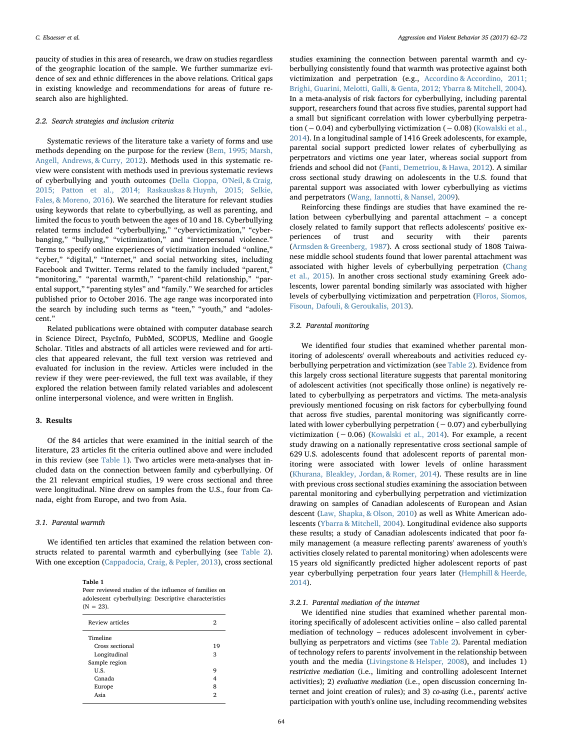paucity of studies in this area of research, we draw on studies regardless of the geographic location of the sample. We further summarize evidence of sex and ethnic differences in the above relations. Critical gaps in existing knowledge and recommendations for areas of future research also are highlighted.

### 2.2. Search strategies and inclusion criteria

Systematic reviews of the literature take a variety of forms and use methods depending on the purpose for the review (Bem, 1995; Marsh, Angell, Andrews, & Curry, 2012). Methods used in this systematic review were consistent with methods used in previous systematic reviews of cyberbullying and youth outcomes (Della Cioppa, O'Neil, & Craig, 2015; Patton et al., 2014; Raskauskas & Huynh, 2015; Selkie, Fales, & Moreno, 2016). We searched the literature for relevant studies using keywords that relate to cyberbullying, as well as parenting, and limited the focus to youth between the ages of 10 and 18. Cyberbullying related terms included "cyberbullying," "cybervictimization," "cyberbanging," "bullying," "victimization," and "interpersonal violence." Terms to specify online experiences of victimization included "online," "cyber," "digital," "Internet," and social networking sites, including Facebook and Twitter. Terms related to the family included "parent," "monitoring," "parental warmth," "parent-child relationship," "parental support," "parenting styles" and "family." We searched for articles published prior to October 2016. The age range was incorporated into the search by including such terms as "teen," "youth," and "adolescent."

Related publications were obtained with computer database search in Science Direct, PsycInfo, PubMed, SCOPUS, Medline and Google Scholar. Titles and abstracts of all articles were reviewed and for articles that appeared relevant, the full text version was retrieved and evaluated for inclusion in the review. Articles were included in the review if they were peer-reviewed, the full text was available, if they explored the relation between family related variables and adolescent online interpersonal violence, and were written in English.

## 3. Results

Of the 84 articles that were examined in the initial search of the literature, 23 articles fit the criteria outlined above and were included in this review (see Table 1). Two articles were meta-analyses that included data on the connection between family and cyberbullying. Of the 21 relevant empirical studies, 19 were cross sectional and three were longitudinal. Nine drew on samples from the U.S., four from Canada, eight from Europe, and two from Asia.

### 3.1. Parental warmth

We identified ten articles that examined the relation between constructs related to parental warmth and cyberbullying (see Table 2). With one exception (Cappadocia, Craig, & Pepler, 2013), cross sectional studies examining the connection between parental warmth and cyberbullying consistently found that warmth was protective against both victimization and perpetration (e.g., Accordino & Accordino, 2011; Brighi, Guarini, Melotti, Galli, & Genta, 2012; Ybarra & Mitchell, 2004). In a meta-analysis of risk factors for cyberbullying, including parental support, researchers found that across five studies, parental support had a small but significant correlation with lower cyberbullying perpetration (− 0.04) and cyberbullying victimization (− 0.08) (Kowalski et al., 2014). In a longitudinal sample of 1416 Greek adolescents, for example, parental social support predicted lower relates of cyberbullying as perpetrators and victims one year later, whereas social support from friends and school did not (Fanti, Demetriou, & Hawa, 2012). A similar cross sectional study drawing on adolescents in the U.S. found that parental support was associated with lower cyberbullying as victims and perpetrators (Wang, Iannotti, & Nansel, 2009).

Reinforcing these findings are studies that have examined the relation between cyberbullying and parental attachment – a concept closely related to family support that reflects adolescents' positive experiences of trust and security with their parents (Armsden & Greenberg, 1987). A cross sectional study of 1808 Taiwanese middle school students found that lower parental attachment was associated with higher levels of cyberbullying perpetration (Chang et al., 2015). In another cross sectional study examining Greek adolescents, lower parental bonding similarly was associated with higher levels of cyberbullying victimization and perpetration (Floros, Siomos, Fisoun, Dafouli, & Geroukalis, 2013).

**Table 1**
Peer reviewed studies of the influence of families on adolescent cyberbullying: Descriptive characteristics (N = 23).

| Review articles | 2 |
|---|---|
| Timeline | |
| Cross sectional | 19 |
| Longitudinal | 3 |
| Sample region | |
| U.S. | 9 |
| Canada | 4 |
| Europe | 8 |
| Asia | 2 |

### 3.2. Parental monitoring

We identified four studies that examined whether parental monitoring of adolescents' overall whereabouts and activities reduced cyberbullying perpetration and victimization (see Table 2). Evidence from this largely cross sectional literature suggests that parental monitoring of adolescent activities (not specifically those online) is negatively related to cyberbullying as perpetrators and victims. The meta-analysis previously mentioned focusing on risk factors for cyberbullying found that across five studies, parental monitoring was significantly correlated with lower cyberbullying perpetration (− 0.07) and cyberbullying victimization (− 0.06) (Kowalski et al., 2014). For example, a recent study drawing on a nationally representative cross sectional sample of 629 U.S. adolescents found that adolescent reports of parental monitoring were associated with lower levels of online harassment (Khurana, Bleakley, Jordan, & Romer, 2014). These results are in line with previous cross sectional studies examining the association between parental monitoring and cyberbullying perpetration and victimization drawing on samples of Canadian adolescents of European and Asian descent (Law, Shapka, & Olson, 2010) as well as White American adolescents (Ybarra & Mitchell, 2004). Longitudinal evidence also supports these results; a study of Canadian adolescents indicated that poor family management (a measure reflecting parents' awareness of youth's activities closely related to parental monitoring) when adolescents were 15 years old significantly predicted higher adolescent reports of past year cyberbullying perpetration four years later (Hemphill & Heerde, 2014).

#### 3.2.1. Parental mediation of the internet

We identified nine studies that examined whether parental monitoring specifically of adolescent activities online – also called parental mediation of technology – reduces adolescent involvement in cyberbullying as perpetrators and victims (see Table 2). Parental mediation of technology refers to parents' involvement in the relationship between youth and the media (Livingstone & Helsper, 2008), and includes 1) *restrictive mediation* (i.e., limiting and controlling adolescent Internet activities); 2) *evaluative mediation* (i.e., open discussion concerning Internet and joint creation of rules); and 3) *co-using* (i.e., parents' active participation with youth's online use, including recommending websites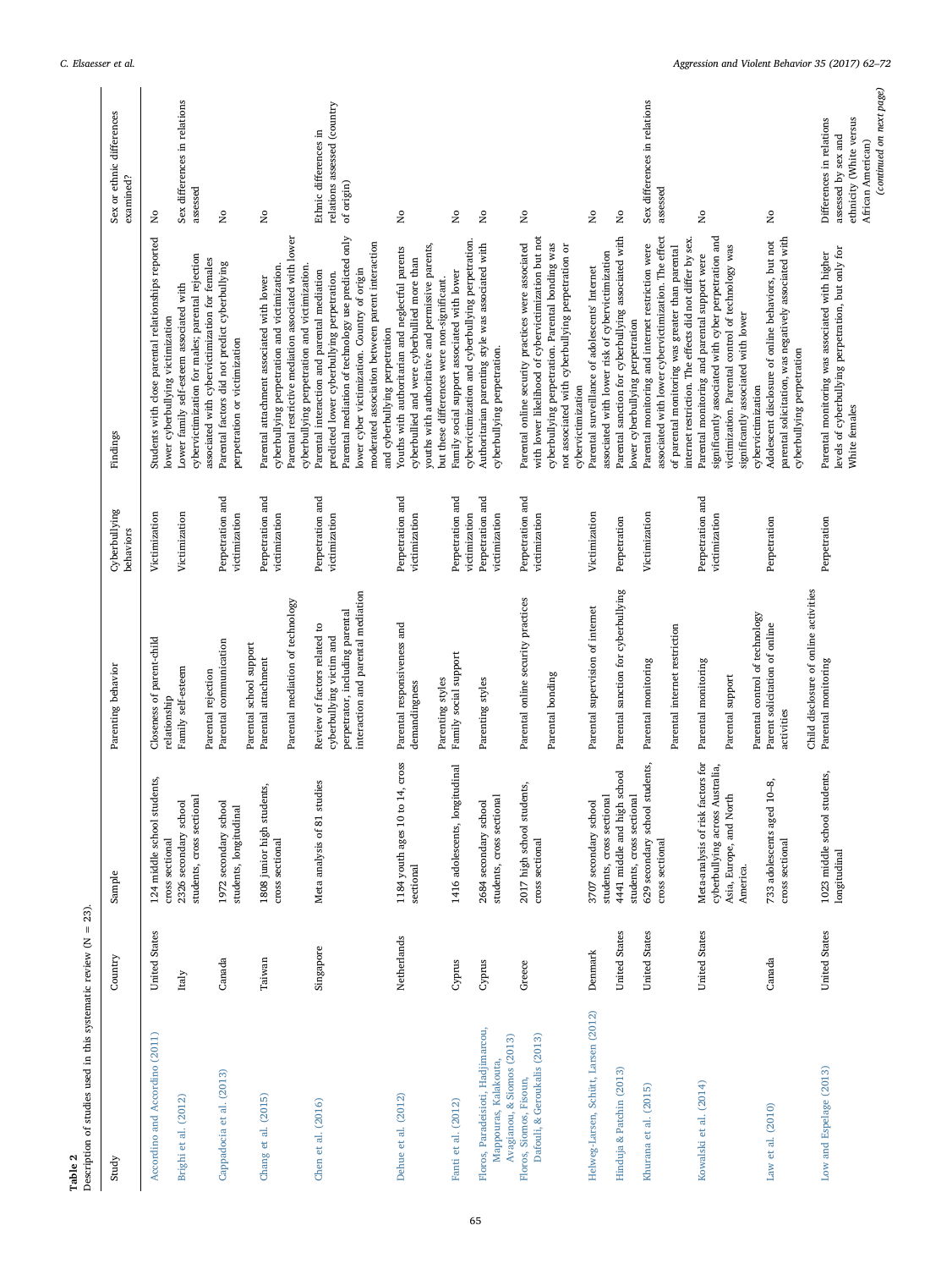**Table 2**
Description of studies used in this systematic review (N = 23).

| Study | Country | Sample | Parenting behavior | Cyberbullying behaviors | Findings | Sex or ethnic differences examined? |
|---|---|---|---|---|---|---|
| Accordino and Accordino (2011) | United States | 124 middle school students, cross sectional | Closeness of parent-child relationship | Victimization | Students with close parental relationships reported lower cyberbullying victimization | No |
| Brighi et al. (2012) | Italy | 2326 secondary school students, cross sectional | Family self-esteem<br><br>Parental rejection | Victimization | Lower family self-esteem associated with cybervictimization for males; parental rejection associated with cybervictimization for females | Sex differences in relations assessed |
| Cappadocia et al. (2013) | Canada | 1972 secondary school students, longitudinal | Parental communication<br><br>Parental school support | Perpetration and victimization | Parental factors did not predict cyberbullying perpetration or victimization | No |
| Chang et al. (2015) | Taiwan | 1808 junior high students, cross sectional | Parental attachment<br><br>Parental mediation of technology | Perpetration and victimization | Parental attachment associated with lower cyberbullying perpetration and victimization. Parental restrictive mediation associated with lower cyberbullying perpetration and victimization. | No |
| Chen et al. (2016) | Singapore | Meta analysis of 81 studies | Review of factors related to cyberbullying victim and perpetrator, including parental interaction and parental mediation | Perpetration and victimization | Parental interaction and parental mediation predicted lower cyberbullying perpetration. Parental mediation of technology use predicted only lower cyber victimization. Country of origin moderated association between parent interaction and cyberbullying perpetration | Ethnic differences in relations assessed (country of origin) |
| Dehue et al. (2012) | Netherlands | 1184 youth ages 10 to 14, cross sectional | Parental responsiveness and demandingness<br><br>Parenting styles | Perpetration and victimization | Youths with authoritarian and neglectful parents cyberbullied and were cyberbullied more than youths with authoritative and permissive parents, but these differences were non-significant. | No |
| Fanti et al. (2012) | Cyprus | 1416 adolescents, longitudinal | Family social support | Perpetration and victimization | Family social support associated with lower cybervictimization and cyberbullying perpetration. | No |
| Floros, Paradeisioti, Hadjimarcou, Mappouras, Kalakouta, Avagianou, & Siomos (2013) | Cyprus | 2684 secondary school students, cross sectional | Parenting styles | Perpetration and victimization | Authoritarian parenting style was associated with cyberbullying perpetration. | No |
| Floros, Siomos, Fisoun, Dafouli, & Geroukalis (2013) | Greece | 2017 high school students, cross sectional | Parental online security practices<br><br>Parental bonding | Perpetration and victimization | Parental online security practices were associated with lower likelihood of cybervictimization but not cyberbullying perpetration. Parental bonding was not associated with cyberbullying perpetration or cybervictimization | No |
| Helweg-Larsen, Schütt, Larsen (2012) | Denmark | 3707 secondary school students, cross sectional | Parental supervision of internet | Victimization | Parental surveillance of adolescents' Internet associated with lower risk of cybervictimization | No |
| Hinduja & Patchin (2013) | United States | 4441 middle and high school students, cross sectional | Parental sanction for cyberbullying | Perpetration | Parental sanction for cyberbullying associated with lower cyberbullying perpetration | No |
| Khurana et al. (2015) | United States | 629 secondary school students, cross sectional | Parental monitoring<br><br>Parental internet restriction | Victimization | Parental monitoring and internet restriction were associated with lower cybervictimization. The effect of parental monitoring was greater than parental internet restriction. The effects did not differ by sex. | Sex differences in relations assessed |
| Kowalski et al. (2014) | United States | Meta-analysis of risk factors for cyberbullying across Australia, Asia, Europe, and North America. | Parental monitoring<br><br>Parental support<br><br>Parental control of technology | Perpetration and victimization | Parental monitoring and parental support were significantly associated with cyber perpetration and victimization. Parental control of technology was significantly associated with lower cybervictimization | No |
| Law et al. (2010) | Canada | 733 adolescents aged 10–8, cross sectional | Parent solicitation of online activities<br><br>Child disclosure of online activities | Perpetration | Adolescent disclosure of online behaviors, but not parental solicitation, was negatively associated with cyberbullying perpetration | No |
| Low and Espelage (2013) | United States | 1023 middle school students, longitudinal | Parental monitoring | Perpetration | Parental monitoring was associated with higher levels of cyberbullying perpetration, but only for White females | Differences in relations assessed by sex and ethnicity (White versus African American) |

*(continued on next page)*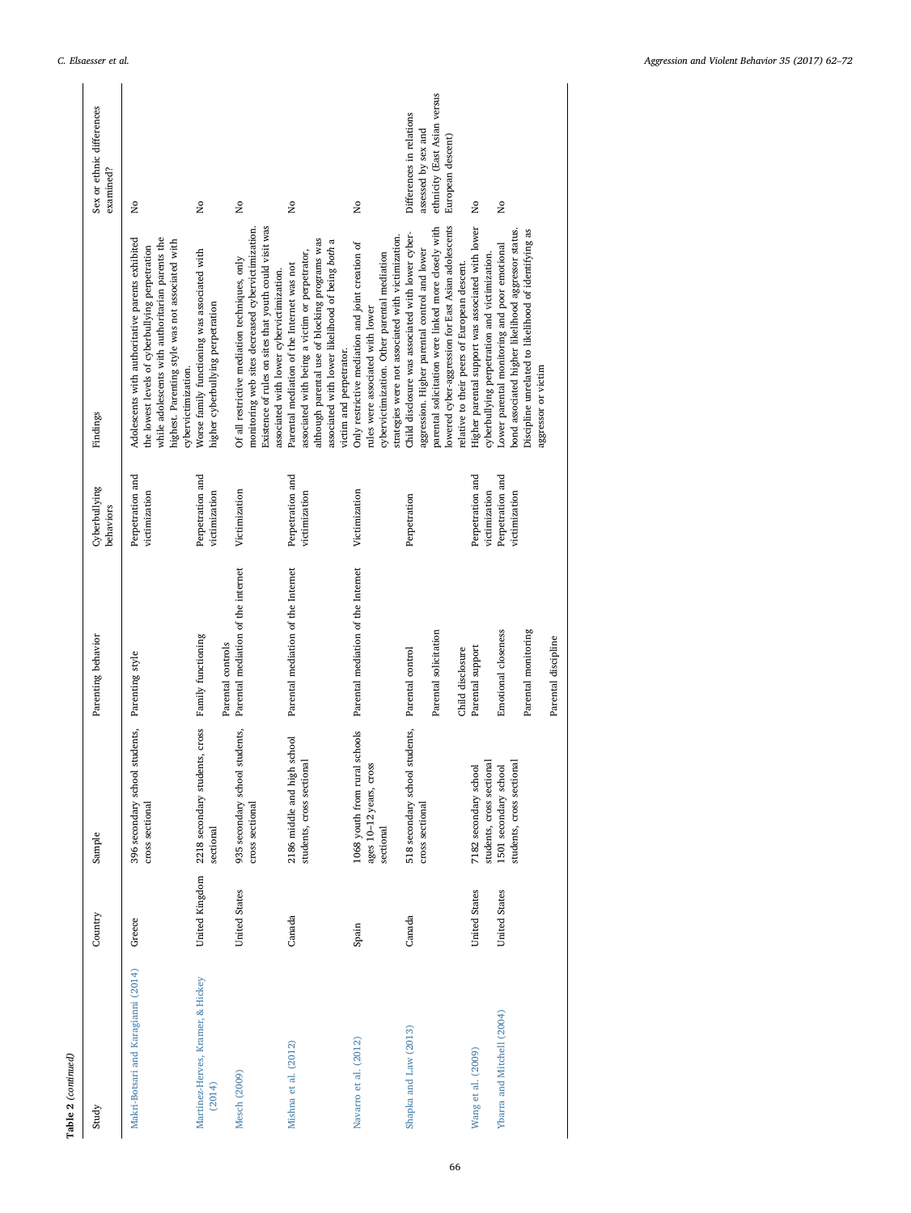Table 2 (continued)

| Study | Country | Sample | Parenting behavior | Cyberbullying behaviors | Findings | Sex or ethnic differences examined? |
|---|---|---|---|---|---|---|
| Makri-Botsari and Karagianni (2014) | Greece | 396 secondary school students, cross sectional | Parenting style | Perpetration and victimization | Adolescents with authoritative parents exhibited the lowest levels of cyberbullying perpetration while adolescents with authoritarian parents the highest. Parenting style was not associated with cybervictimization. | No |
| Martínez-Hervés, Kramer, & Hickey (2014) | United Kingdom | 2218 secondary students, cross sectional | Family functioning<br><br>Parental controls | Perpetration and victimization | Worse family functioning was associated with higher cyberbullying perpetration | No |
| Mesch (2009) | United States | 935 secondary school students, cross sectional | Parental mediation of the internet | Victimization | Of all restrictive mediation techniques, only monitoring web sites decreased cybervictimization. Existence of rules on sites that youth could visit was associated with lower cybervictimization. | No |
| Mishna et al. (2012) | Canada | 2186 middle and high school students, cross sectional | Parental mediation of the Internet | Perpetration and victimization | Parental mediation of the Internet was not associated with being a victim or perpetrator, although parental use of blocking programs was associated with lower likelihood of being *both* a victim and perpetrator. | No |
| Navarro et al. (2012) | Spain | 1068 youth from rural schools ages 10–12 years, cross sectional | Parental mediation of the Internet | Victimization | Only restrictive mediation and joint creation of rules were associated with lower cybervictimization. Other parental mediation strategies were not associated with victimization. | No |
| Shapka and Law (2013) | Canada | 518 secondary school students, cross sectional | Parental control<br><br>Parental solicitation<br><br>Child disclosure | Perpetration | Child disclosure was associated with lower cyber-aggression. Higher parental control and lower parental solicitation were linked more closely with lowered cyber-aggression for East Asian adolescents relative to their peers of European descent. | Differences in relations assessed by sex and ethnicity (East Asian versus European descent) |
| Wang et al. (2009) | United States | 7182 secondary school students, cross sectional | Parental support | Perpetration and victimization | Higher parental support was associated with lower cyberbullying perpetration and victimization. | No |
| Ybarra and Mitchell (2004) | United States | 1501 secondary school students, cross sectional | Emotional closeness<br><br>Parental monitoring<br><br>Parental discipline | Perpetration and victimization | Lower parental monitoring and poor emotional bond associated higher likelihood aggressor status. Discipline unrelated to likelihood of identifying as aggressor or victim | No |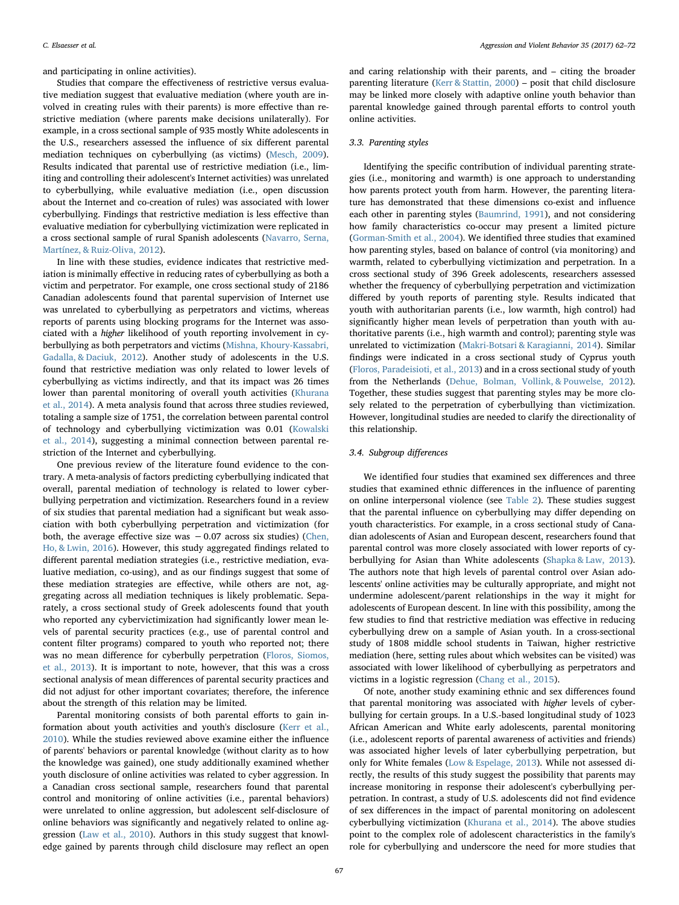and participating in online activities).

Studies that compare the effectiveness of restrictive versus evaluative mediation suggest that evaluative mediation (where youth are involved in creating rules with their parents) is more effective than restrictive mediation (where parents make decisions unilaterally). For example, in a cross sectional sample of 935 mostly White adolescents in the U.S., researchers assessed the influence of six different parental mediation techniques on cyberbullying (as victims) (Mesch, 2009). Results indicated that parental use of restrictive mediation (i.e., limiting and controlling their adolescent's Internet activities) was unrelated to cyberbullying, while evaluative mediation (i.e., open discussion about the Internet and co-creation of rules) was associated with lower cyberbullying. Findings that restrictive mediation is less effective than evaluative mediation for cyberbullying victimization were replicated in a cross sectional sample of rural Spanish adolescents (Navarro, Serna, Martínez, & Ruiz-Oliva, 2012).

In line with these studies, evidence indicates that restrictive mediation is minimally effective in reducing rates of cyberbullying as both a victim and perpetrator. For example, one cross sectional study of 2186 Canadian adolescents found that parental supervision of Internet use was unrelated to cyberbullying as perpetrators and victims, whereas reports of parents using blocking programs for the Internet was associated with a *higher* likelihood of youth reporting involvement in cyberbullying as both perpetrators and victims (Mishna, Khoury-Kassabri, Gadalla, & Daciuk, 2012). Another study of adolescents in the U.S. found that restrictive mediation was only related to lower levels of cyberbullying as victims indirectly, and that its impact was 26 times lower than parental monitoring of overall youth activities (Khurana et al., 2014). A meta analysis found that across three studies reviewed, totaling a sample size of 1751, the correlation between parental control of technology and cyberbullying victimization was 0.01 (Kowalski et al., 2014), suggesting a minimal connection between parental restriction of the Internet and cyberbullying.

One previous review of the literature found evidence to the contrary. A meta-analysis of factors predicting cyberbullying indicated that overall, parental mediation of technology is related to lower cyberbullying perpetration and victimization. Researchers found in a review of six studies that parental mediation had a significant but weak association with both cyberbullying perpetration and victimization (for both, the average effective size was −0.07 across six studies) (Chen, Ho, & Lwin, 2016). However, this study aggregated findings related to different parental mediation strategies (i.e., restrictive mediation, evaluative mediation, co-using), and as our findings suggest that some of these mediation strategies are effective, while others are not, aggregating across all mediation techniques is likely problematic. Separately, a cross sectional study of Greek adolescents found that youth who reported any cybervictimization had significantly lower mean levels of parental security practices (e.g., use of parental control and content filter programs) compared to youth who reported not; there was no mean difference for cyberbully perpetration (Floros, Siomos, et al., 2013). It is important to note, however, that this was a cross sectional analysis of mean differences of parental security practices and did not adjust for other important covariates; therefore, the inference about the strength of this relation may be limited.

Parental monitoring consists of both parental efforts to gain information about youth activities and youth's disclosure (Kerr et al., 2010). While the studies reviewed above examine either the influence of parents' behaviors or parental knowledge (without clarity as to how the knowledge was gained), one study additionally examined whether youth disclosure of online activities was related to cyber aggression. In a Canadian cross sectional sample, researchers found that parental control and monitoring of online activities (i.e., parental behaviors) were unrelated to online aggression, but adolescent self-disclosure of online behaviors was significantly and negatively related to online aggression (Law et al., 2010). Authors in this study suggest that knowledge gained by parents through child disclosure may reflect an open and caring relationship with their parents, and – citing the broader parenting literature (Kerr & Stattin, 2000) – posit that child disclosure may be linked more closely with adaptive online youth behavior than parental knowledge gained through parental efforts to control youth online activities.

### 3.3. Parenting styles

Identifying the specific contribution of individual parenting strategies (i.e., monitoring and warmth) is one approach to understanding how parents protect youth from harm. However, the parenting literature has demonstrated that these dimensions co-exist and influence each other in parenting styles (Baumrind, 1991), and not considering how family characteristics co-occur may present a limited picture (Gorman-Smith et al., 2004). We identified three studies that examined how parenting styles, based on balance of control (via monitoring) and warmth, related to cyberbullying victimization and perpetration. In a cross sectional study of 396 Greek adolescents, researchers assessed whether the frequency of cyberbullying perpetration and victimization differed by youth reports of parenting style. Results indicated that youth with authoritarian parents (i.e., low warmth, high control) had significantly higher mean levels of perpetration than youth with authoritative parents (i.e., high warmth and control); parenting style was unrelated to victimization (Makri-Botsari & Karagianni, 2014). Similar findings were indicated in a cross sectional study of Cyprus youth (Floros, Paradeisioti, et al., 2013) and in a cross sectional study of youth from the Netherlands (Dehue, Bolman, Vollink, & Pouwelse, 2012). Together, these studies suggest that parenting styles may be more closely related to the perpetration of cyberbullying than victimization. However, longitudinal studies are needed to clarify the directionality of this relationship.

### 3.4. Subgroup differences

We identified four studies that examined sex differences and three studies that examined ethnic differences in the influence of parenting on online interpersonal violence (see Table 2). These studies suggest that the parental influence on cyberbullying may differ depending on youth characteristics. For example, in a cross sectional study of Canadian adolescents of Asian and European descent, researchers found that parental control was more closely associated with lower reports of cyberbullying for Asian than White adolescents (Shapka & Law, 2013). The authors note that high levels of parental control over Asian adolescents' online activities may be culturally appropriate, and might not undermine adolescent/parent relationships in the way it might for adolescents of European descent. In line with this possibility, among the few studies to find that restrictive mediation was effective in reducing cyberbullying drew on a sample of Asian youth. In a cross-sectional study of 1808 middle school students in Taiwan, higher restrictive mediation (here, setting rules about which websites can be visited) was associated with lower likelihood of cyberbullying as perpetrators and victims in a logistic regression (Chang et al., 2015).

Of note, another study examining ethnic and sex differences found that parental monitoring was associated with *higher* levels of cyberbullying for certain groups. In a U.S.-based longitudinal study of 1023 African American and White early adolescents, parental monitoring (i.e., adolescent reports of parental awareness of activities and friends) was associated higher levels of later cyberbullying perpetration, but only for White females (Low & Espelage, 2013). While not assessed directly, the results of this study suggest the possibility that parents may increase monitoring in response their adolescent's cyberbullying perpetration. In contrast, a study of U.S. adolescents did not find evidence of sex differences in the impact of parental monitoring on adolescent cyberbullying victimization (Khurana et al., 2014). The above studies point to the complex role of adolescent characteristics in the family's role for cyberbullying and underscore the need for more studies that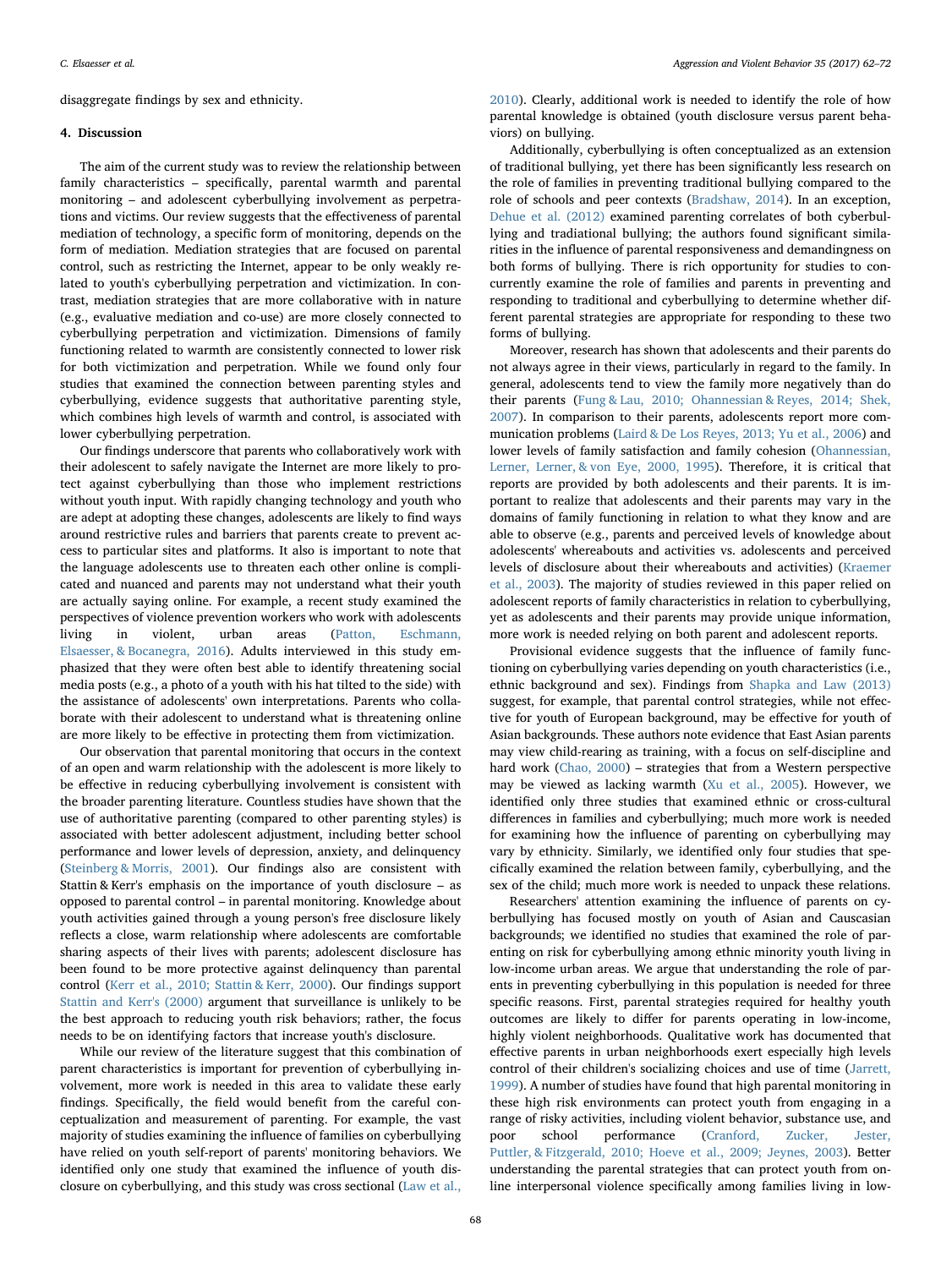disaggregate findings by sex and ethnicity.

## 4. Discussion

The aim of the current study was to review the relationship between family characteristics – specifically, parental warmth and parental monitoring – and adolescent cyberbullying involvement as perpetrations and victims. Our review suggests that the effectiveness of parental mediation of technology, a specific form of monitoring, depends on the form of mediation. Mediation strategies that are focused on parental control, such as restricting the Internet, appear to be only weakly related to youth's cyberbullying perpetration and victimization. In contrast, mediation strategies that are more collaborative with in nature (e.g., evaluative mediation and co-use) are more closely connected to cyberbullying perpetration and victimization. Dimensions of family functioning related to warmth are consistently connected to lower risk for both victimization and perpetration. While we found only four studies that examined the connection between parenting styles and cyberbullying, evidence suggests that authoritative parenting style, which combines high levels of warmth and control, is associated with lower cyberbullying perpetration.

Our findings underscore that parents who collaboratively work with their adolescent to safely navigate the Internet are more likely to protect against cyberbullying than those who implement restrictions without youth input. With rapidly changing technology and youth who are adept at adopting these changes, adolescents are likely to find ways around restrictive rules and barriers that parents create to prevent access to particular sites and platforms. It also is important to note that the language adolescents use to threaten each other online is complicated and nuanced and parents may not understand what their youth are actually saying online. For example, a recent study examined the perspectives of violence prevention workers who work with adolescents living in violent, urban areas (Patton, Eschmann, Elsaesser, & Bocanegra, 2016). Adults interviewed in this study emphasized that they were often best able to identify threatening social media posts (e.g., a photo of a youth with his hat tilted to the side) with the assistance of adolescents' own interpretations. Parents who collaborate with their adolescent to understand what is threatening online are more likely to be effective in protecting them from victimization.

Our observation that parental monitoring that occurs in the context of an open and warm relationship with the adolescent is more likely to be effective in reducing cyberbullying involvement is consistent with the broader parenting literature. Countless studies have shown that the use of authoritative parenting (compared to other parenting styles) is associated with better adolescent adjustment, including better school performance and lower levels of depression, anxiety, and delinquency (Steinberg & Morris, 2001). Our findings also are consistent with Stattin & Kerr's emphasis on the importance of youth disclosure – as opposed to parental control – in parental monitoring. Knowledge about youth activities gained through a young person's free disclosure likely reflects a close, warm relationship where adolescents are comfortable sharing aspects of their lives with parents; adolescent disclosure has been found to be more protective against delinquency than parental control (Kerr et al., 2010; Stattin & Kerr, 2000). Our findings support Stattin and Kerr's (2000) argument that surveillance is unlikely to be the best approach to reducing youth risk behaviors; rather, the focus needs to be on identifying factors that increase youth's disclosure.

While our review of the literature suggest that this combination of parent characteristics is important for prevention of cyberbullying involvement, more work is needed in this area to validate these early findings. Specifically, the field would benefit from the careful conceptualization and measurement of parenting. For example, the vast majority of studies examining the influence of families on cyberbullying have relied on youth self-report of parents' monitoring behaviors. We identified only one study that examined the influence of youth disclosure on cyberbullying, and this study was cross sectional (Law et al., 2010). Clearly, additional work is needed to identify the role of how parental knowledge is obtained (youth disclosure versus parent behaviors) on bullying.

Additionally, cyberbullying is often conceptualized as an extension of traditional bullying, yet there has been significantly less research on the role of families in preventing traditional bullying compared to the role of schools and peer contexts (Bradshaw, 2014). In an exception, Dehue et al. (2012) examined parenting correlates of both cyberbullying and tradiational bullying; the authors found significant similarities in the influence of parental responsiveness and demandingness on both forms of bullying. There is rich opportunity for studies to concurrently examine the role of families and parents in preventing and responding to traditional and cyberbullying to determine whether different parental strategies are appropriate for responding to these two forms of bullying.

Moreover, research has shown that adolescents and their parents do not always agree in their views, particularly in regard to the family. In general, adolescents tend to view the family more negatively than do their parents (Fung & Lau, 2010; Ohannessian & Reyes, 2014; Shek, 2007). In comparison to their parents, adolescents report more communication problems (Laird & De Los Reyes, 2013; Yu et al., 2006) and lower levels of family satisfaction and family cohesion (Ohannessian, Lerner, Lerner, & von Eye, 2000, 1995). Therefore, it is critical that reports are provided by both adolescents and their parents. It is important to realize that adolescents and their parents may vary in the domains of family functioning in relation to what they know and are able to observe (e.g., parents and perceived levels of knowledge about adolescents' whereabouts and activities vs. adolescents and perceived levels of disclosure about their whereabouts and activities) (Kraemer et al., 2003). The majority of studies reviewed in this paper relied on adolescent reports of family characteristics in relation to cyberbullying, yet as adolescents and their parents may provide unique information, more work is needed relying on both parent and adolescent reports.

Provisional evidence suggests that the influence of family functioning on cyberbullying varies depending on youth characteristics (i.e., ethnic background and sex). Findings from Shapka and Law (2013) suggest, for example, that parental control strategies, while not effective for youth of European background, may be effective for youth of Asian backgrounds. These authors note evidence that East Asian parents may view child-rearing as training, with a focus on self-discipline and hard work (Chao, 2000) – strategies that from a Western perspective may be viewed as lacking warmth (Xu et al., 2005). However, we identified only three studies that examined ethnic or cross-cultural differences in families and cyberbullying; much more work is needed for examining how the influence of parenting on cyberbullying may vary by ethnicity. Similarly, we identified only four studies that specifically examined the relation between family, cyberbullying, and the sex of the child; much more work is needed to unpack these relations.

Researchers' attention examining the influence of parents on cyberbullying has focused mostly on youth of Asian and Causcasian backgrounds; we identified no studies that examined the role of parenting on risk for cyberbullying among ethnic minority youth living in low-income urban areas. We argue that understanding the role of parents in preventing cyberbullying in this population is needed for three specific reasons. First, parental strategies required for healthy youth outcomes are likely to differ for parents operating in low-income, highly violent neighborhoods. Qualitative work has documented that effective parents in urban neighborhoods exert especially high levels control of their children's socializing choices and use of time (Jarrett, 1999). A number of studies have found that high parental monitoring in these high risk environments can protect youth from engaging in a range of risky activities, including violent behavior, substance use, and poor school performance (Cranford, Zucker, Jester, Puttler, & Fitzgerald, 2010; Hoeve et al., 2009; Jeynes, 2003). Better understanding the parental strategies that can protect youth from online interpersonal violence specifically among families living in low-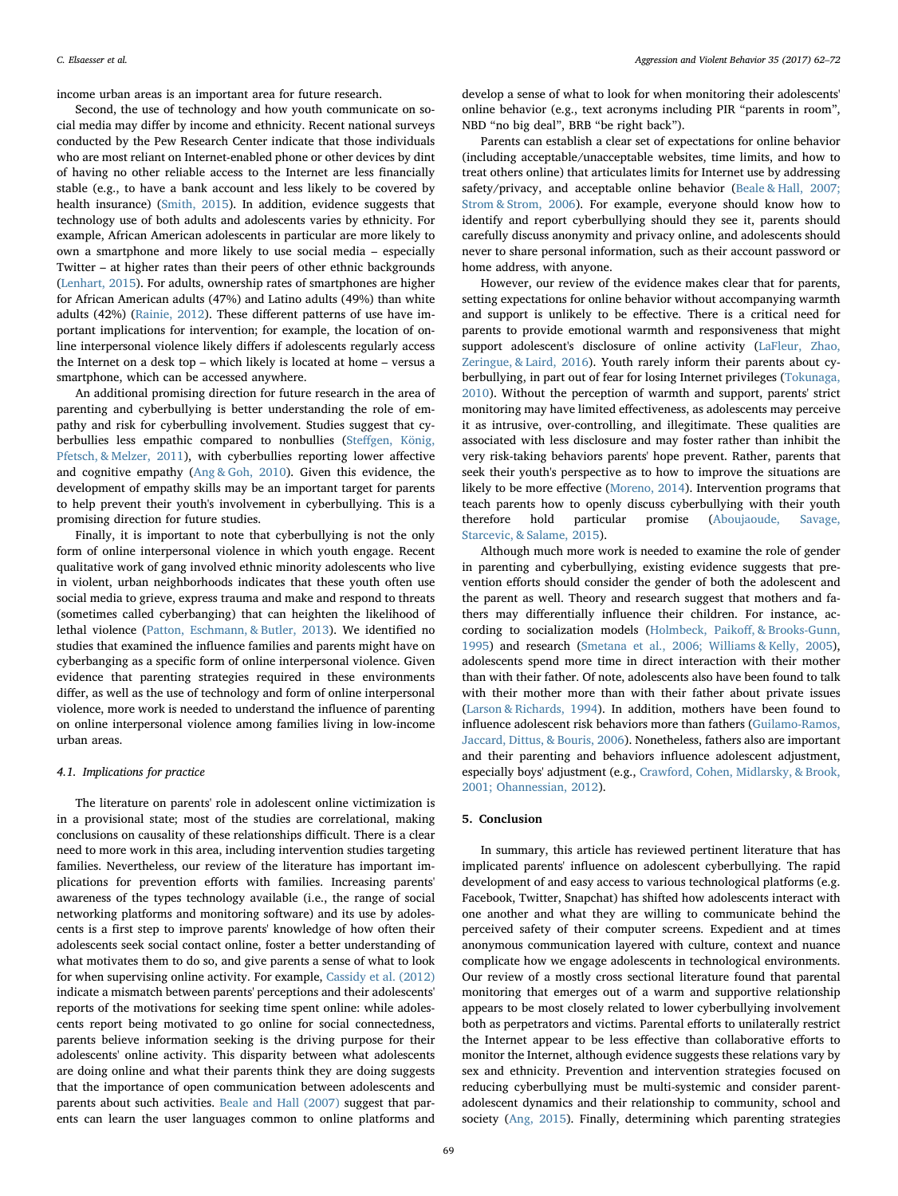income urban areas is an important area for future research.

Second, the use of technology and how youth communicate on social media may differ by income and ethnicity. Recent national surveys conducted by the Pew Research Center indicate that those individuals who are most reliant on Internet-enabled phone or other devices by dint of having no other reliable access to the Internet are less financially stable (e.g., to have a bank account and less likely to be covered by health insurance) (Smith, 2015). In addition, evidence suggests that technology use of both adults and adolescents varies by ethnicity. For example, African American adolescents in particular are more likely to own a smartphone and more likely to use social media – especially Twitter – at higher rates than their peers of other ethnic backgrounds (Lenhart, 2015). For adults, ownership rates of smartphones are higher for African American adults (47%) and Latino adults (49%) than white adults (42%) (Rainie, 2012). These different patterns of use have important implications for intervention; for example, the location of online interpersonal violence likely differs if adolescents regularly access the Internet on a desk top – which likely is located at home – versus a smartphone, which can be accessed anywhere.

An additional promising direction for future research in the area of parenting and cyberbullying is better understanding the role of empathy and risk for cyberbulling involvement. Studies suggest that cyberbullies less empathic compared to nonbullies (Steffgen, König, Pfetsch, & Melzer, 2011), with cyberbullies reporting lower affective and cognitive empathy (Ang & Goh, 2010). Given this evidence, the development of empathy skills may be an important target for parents to help prevent their youth's involvement in cyberbullying. This is a promising direction for future studies.

Finally, it is important to note that cyberbullying is not the only form of online interpersonal violence in which youth engage. Recent qualitative work of gang involved ethnic minority adolescents who live in violent, urban neighborhoods indicates that these youth often use social media to grieve, express trauma and make and respond to threats (sometimes called cyberbanging) that can heighten the likelihood of lethal violence (Patton, Eschmann, & Butler, 2013). We identified no studies that examined the influence families and parents might have on cyberbanging as a specific form of online interpersonal violence. Given evidence that parenting strategies required in these environments differ, as well as the use of technology and form of online interpersonal violence, more work is needed to understand the influence of parenting on online interpersonal violence among families living in low-income urban areas.

### 4.1. Implications for practice

The literature on parents' role in adolescent online victimization is in a provisional state; most of the studies are correlational, making conclusions on causality of these relationships difficult. There is a clear need to more work in this area, including intervention studies targeting families. Nevertheless, our review of the literature has important implications for prevention efforts with families. Increasing parents' awareness of the types technology available (i.e., the range of social networking platforms and monitoring software) and its use by adolescents is a first step to improve parents' knowledge of how often their adolescents seek social contact online, foster a better understanding of what motivates them to do so, and give parents a sense of what to look for when supervising online activity. For example, Cassidy et al. (2012) indicate a mismatch between parents' perceptions and their adolescents' reports of the motivations for seeking time spent online: while adolescents report being motivated to go online for social connectedness, parents believe information seeking is the driving purpose for their adolescents' online activity. This disparity between what adolescents are doing online and what their parents think they are doing suggests that the importance of open communication between adolescents and parents about such activities. Beale and Hall (2007) suggest that parents can learn the user languages common to online platforms and develop a sense of what to look for when monitoring their adolescents' online behavior (e.g., text acronyms including PIR "parents in room", NBD "no big deal", BRB "be right back").

Parents can establish a clear set of expectations for online behavior (including acceptable/unacceptable websites, time limits, and how to treat others online) that articulates limits for Internet use by addressing safety/privacy, and acceptable online behavior (Beale & Hall, 2007; Strom & Strom, 2006). For example, everyone should know how to identify and report cyberbullying should they see it, parents should carefully discuss anonymity and privacy online, and adolescents should never to share personal information, such as their account password or home address, with anyone.

However, our review of the evidence makes clear that for parents, setting expectations for online behavior without accompanying warmth and support is unlikely to be effective. There is a critical need for parents to provide emotional warmth and responsiveness that might support adolescent's disclosure of online activity (LaFleur, Zhao, Zeringue, & Laird, 2016). Youth rarely inform their parents about cyberbullying, in part out of fear for losing Internet privileges (Tokunaga, 2010). Without the perception of warmth and support, parents' strict monitoring may have limited effectiveness, as adolescents may perceive it as intrusive, over-controlling, and illegitimate. These qualities are associated with less disclosure and may foster rather than inhibit the very risk-taking behaviors parents' hope prevent. Rather, parents that seek their youth's perspective as to how to improve the situations are likely to be more effective (Moreno, 2014). Intervention programs that teach parents how to openly discuss cyberbullying with their youth therefore hold particular promise (Aboujaoude, Savage, Starcevic, & Salame, 2015).

Although much more work is needed to examine the role of gender in parenting and cyberbullying, existing evidence suggests that prevention efforts should consider the gender of both the adolescent and the parent as well. Theory and research suggest that mothers and fathers may differentially influence their children. For instance, according to socialization models (Holmbeck, Paikoff, & Brooks-Gunn, 1995) and research (Smetana et al., 2006; Williams & Kelly, 2005), adolescents spend more time in direct interaction with their mother than with their father. Of note, adolescents also have been found to talk with their mother more than with their father about private issues (Larson & Richards, 1994). In addition, mothers have been found to influence adolescent risk behaviors more than fathers (Guilamo-Ramos, Jaccard, Dittus, & Bouris, 2006). Nonetheless, fathers also are important and their parenting and behaviors influence adolescent adjustment, especially boys' adjustment (e.g., Crawford, Cohen, Midlarsky, & Brook, 2001; Ohannessian, 2012).

## 5. Conclusion

In summary, this article has reviewed pertinent literature that has implicated parents' influence on adolescent cyberbullying. The rapid development of and easy access to various technological platforms (e.g. Facebook, Twitter, Snapchat) has shifted how adolescents interact with one another and what they are willing to communicate behind the perceived safety of their computer screens. Expedient and at times anonymous communication layered with culture, context and nuance complicate how we engage adolescents in technological environments. Our review of a mostly cross sectional literature found that parental monitoring that emerges out of a warm and supportive relationship appears to be most closely related to lower cyberbullying involvement both as perpetrators and victims. Parental efforts to unilaterally restrict the Internet appear to be less effective than collaborative efforts to monitor the Internet, although evidence suggests these relations vary by sex and ethnicity. Prevention and intervention strategies focused on reducing cyberbullying must be multi-systemic and consider parent-adolescent dynamics and their relationship to community, school and society (Ang, 2015). Finally, determining which parenting strategies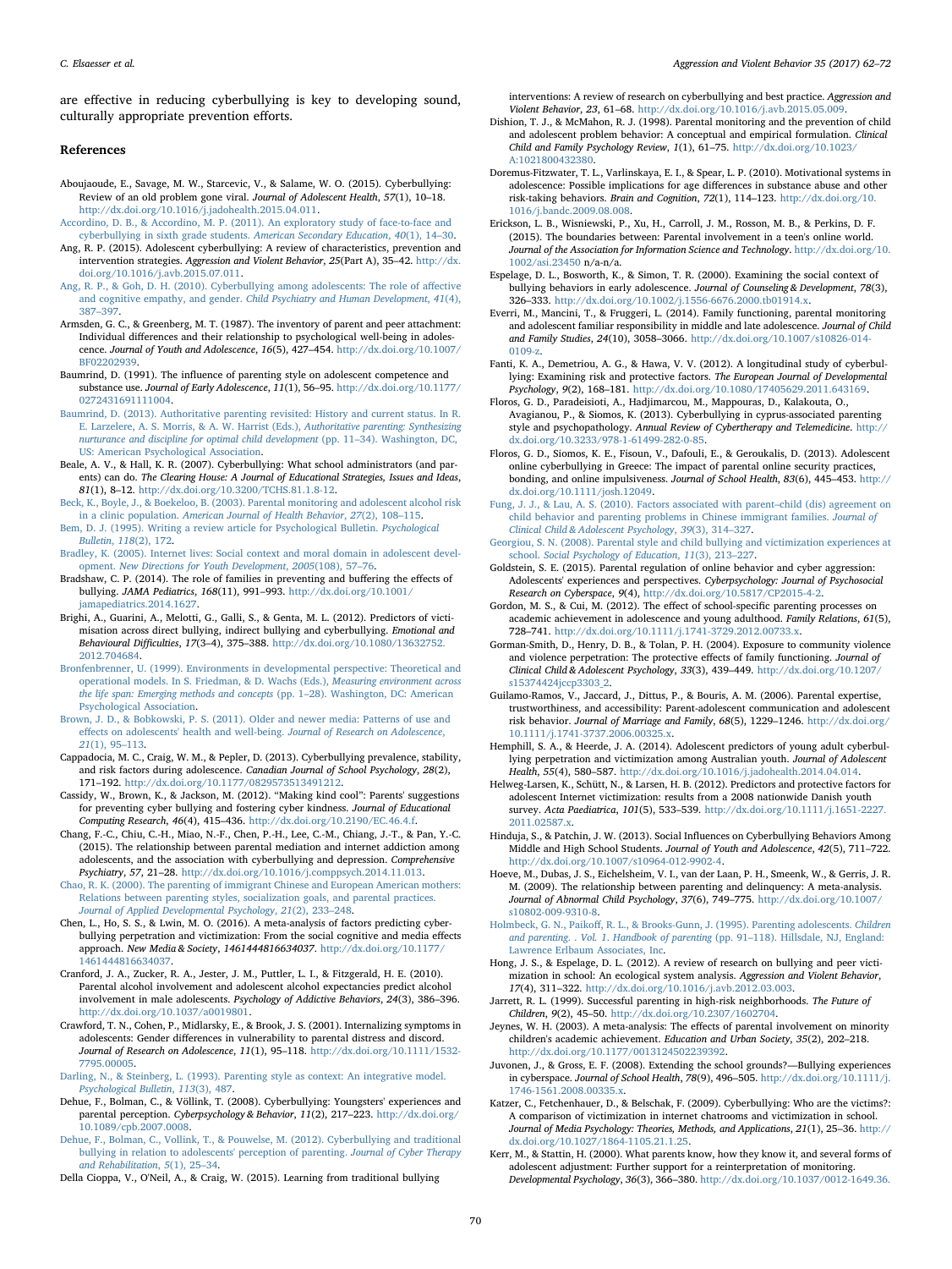are effective in reducing cyberbullying is key to developing sound, culturally appropriate prevention efforts.

## References

Aboujaoude, E., Savage, M. W., Starcevic, V., & Salame, W. O. (2015). Cyberbullying: Review of an old problem gone viral. *Journal of Adolescent Health*, *57*(1), 10–18. http://dx.doi.org/10.1016/j.jadohealth.2015.04.011.

Accordino, D. B., & Accordino, M. P. (2011). An exploratory study of face-to-face and cyberbullying in sixth grade students. *American Secondary Education*, *40*(1), 14–30.

Ang, R. P. (2015). Adolescent cyberbullying: A review of characteristics, prevention and intervention strategies. *Aggression and Violent Behavior*, *25*(Part A), 35–42. http://dx.doi.org/10.1016/j.avb.2015.07.011.

Ang, R. P., & Goh, D. H. (2010). Cyberbullying among adolescents: The role of affective and cognitive empathy, and gender. *Child Psychiatry and Human Development*, *41*(4), 387–397.

Armsden, G. C., & Greenberg, M. T. (1987). The inventory of parent and peer attachment: Individual differences and their relationship to psychological well-being in adolescence. *Journal of Youth and Adolescence*, *16*(5), 427–454. http://dx.doi.org/10.1007/BF02202939.

Baumrind, D. (1991). The influence of parenting style on adolescent competence and substance use. *Journal of Early Adolescence*, *11*(1), 56–95. http://dx.doi.org/10.1177/0272431691111004.

Baumrind, D. (2013). Authoritative parenting revisited: History and current status. In R. E. Larzelere, A. S. Morris, & A. W. Harrist (Eds.), *Authoritative parenting: Synthesizing nurturance and discipline for optimal child development* (pp. 11–34). Washington, DC, US: American Psychological Association.

Beale, A. V., & Hall, K. R. (2007). Cyberbullying: What school administrators (and parents) can do. *The Clearing House: A Journal of Educational Strategies, Issues and Ideas*, *81*(1), 8–12. http://dx.doi.org/10.3200/TCHS.81.1.8-12.

Beck, K., Boyle, J., & Boekeloo, B. (2003). Parental monitoring and adolescent alcohol risk in a clinic population. *American Journal of Health Behavior*, *27*(2), 108–115.

Bem, D. J. (1995). Writing a review article for Psychological Bulletin. *Psychological Bulletin*, *118*(2), 172.

Bradley, K. (2005). Internet lives: Social context and moral domain in adolescent development. *New Directions for Youth Development*, *2005*(108), 57–76.

Bradshaw, C. P. (2014). The role of families in preventing and buffering the effects of bullying. *JAMA Pediatrics*, *168*(11), 991–993. http://dx.doi.org/10.1001/jamapediatrics.2014.1627.

Brighi, A., Guarini, A., Melotti, G., Galli, S., & Genta, M. L. (2012). Predictors of victimisation across direct bullying, indirect bullying and cyberbullying. *Emotional and Behavioural Difficulties*, *17*(3–4), 375–388. http://dx.doi.org/10.1080/13632752.2012.704684.

Bronfenbrenner, U. (1999). Environments in developmental perspective: Theoretical and operational models. In S. Friedman, & D. Wachs (Eds.), *Measuring environment across the life span: Emerging methods and concepts* (pp. 1–28). Washington, DC: American Psychological Association.

Brown, J. D., & Bobkowski, P. S. (2011). Older and newer media: Patterns of use and effects on adolescents' health and well-being. *Journal of Research on Adolescence*, *21*(1), 95–113.

Cappadocia, M. C., Craig, W. M., & Pepler, D. (2013). Cyberbullying prevalence, stability, and risk factors during adolescence. *Canadian Journal of School Psychology*, *28*(2), 171–192. http://dx.doi.org/10.1177/0829573513491212.

Cassidy, W., Brown, K., & Jackson, M. (2012). "Making kind cool": Parents' suggestions for preventing cyber bullying and fostering cyber kindness. *Journal of Educational Computing Research*, *46*(4), 415–436. http://dx.doi.org/10.2190/EC.46.4.f.

Chang, F.-C., Chiu, C.-H., Miao, N.-F., Chen, P.-H., Lee, C.-M., Chiang, J.-T., & Pan, Y.-C. (2015). The relationship between parental mediation and internet addiction among adolescents, and the association with cyberbullying and depression. *Comprehensive Psychiatry*, *57*, 21–28. http://dx.doi.org/10.1016/j.comppsych.2014.11.013.

Chao, R. K. (2000). The parenting of immigrant Chinese and European American mothers: Relations between parenting styles, socialization goals, and parental practices. *Journal of Applied Developmental Psychology*, *21*(2), 233–248.

Chen, L., Ho, S. S., & Lwin, M. O. (2016). A meta-analysis of factors predicting cyberbullying perpetration and victimization: From the social cognitive and media effects approach. *New Media & Society*, *1461444816634037*. http://dx.doi.org/10.1177/1461444816634037.

Cranford, J. A., Zucker, R. A., Jester, J. M., Puttler, L. I., & Fitzgerald, H. E. (2010). Parental alcohol involvement and adolescent alcohol expectancies predict alcohol involvement in male adolescents. *Psychology of Addictive Behaviors*, *24*(3), 386–396. http://dx.doi.org/10.1037/a0019801.

Crawford, T. N., Cohen, P., Midlarsky, E., & Brook, J. S. (2001). Internalizing symptoms in adolescents: Gender differences in vulnerability to parental distress and discord. *Journal of Research on Adolescence*, *11*(1), 95–118. http://dx.doi.org/10.1111/1532-7795.00005.

Darling, N., & Steinberg, L. (1993). Parenting style as context: An integrative model. *Psychological Bulletin*, *113*(3), 487.

Dehue, F., Bolman, C., & Völlink, T. (2008). Cyberbullying: Youngsters' experiences and parental perception. *Cyberpsychology & Behavior*, *11*(2), 217–223. http://dx.doi.org/10.1089/cpb.2007.0008.

Dehue, F., Bolman, C., Vollink, T., & Pouwelse, M. (2012). Cyberbullying and traditional bullying in relation to adolescents' perception of parenting. *Journal of Cyber Therapy and Rehabilitation*, *5*(1), 25–34.

Della Cioppa, V., O'Neil, A., & Craig, W. (2015). Learning from traditional bullying interventions: A review of research on cyberbullying and best practice. *Aggression and Violent Behavior*, *23*, 61–68. http://dx.doi.org/10.1016/j.avb.2015.05.009.

Dishion, T. J., & McMahon, R. J. (1998). Parental monitoring and the prevention of child and adolescent problem behavior: A conceptual and empirical formulation. *Clinical Child and Family Psychology Review*, *1*(1), 61–75. http://dx.doi.org/10.1023/A:1021800432380.

Doremus-Fitzwater, T. L., Varlinskaya, E. I., & Spear, L. P. (2010). Motivational systems in adolescence: Possible implications for age differences in substance abuse and other risk-taking behaviors. *Brain and Cognition*, *72*(1), 114–123. http://dx.doi.org/10.1016/j.bandc.2009.08.008.

Erickson, L. B., Wisniewski, P., Xu, H., Carroll, J. M., Rosson, M. B., & Perkins, D. F. (2015). The boundaries between: Parental involvement in a teen's online world. *Journal of the Association for Information Science and Technology*. http://dx.doi.org/10.1002/asi.23450 n/a-n/a.

Espelage, D. L., Bosworth, K., & Simon, T. R. (2000). Examining the social context of bullying behaviors in early adolescence. *Journal of Counseling & Development*, *78*(3), 326–333. http://dx.doi.org/10.1002/j.1556-6676.2000.tb01914.x.

Everri, M., Mancini, T., & Fruggeri, L. (2014). Family functioning, parental monitoring and adolescent familiar responsibility in middle and late adolescence. *Journal of Child and Family Studies*, *24*(10), 3058–3066. http://dx.doi.org/10.1007/s10826-014-0109-z.

Fanti, K. A., Demetriou, A. G., & Hawa, V. V. (2012). A longitudinal study of cyberbullying: Examining risk and protective factors. *The European Journal of Developmental Psychology*, *9*(2), 168–181. http://dx.doi.org/10.1080/17405629.2011.643169.

Floros, G. D., Paradeisioti, A., Hadjimarcou, M., Mappouras, D., Kalakouta, O., Avagianou, P., & Siomos, K. (2013). Cyberbullying in cyprus-associated parenting style and psychopathology. *Annual Review of Cybertherapy and Telemedicine*. http://dx.doi.org/10.3233/978-1-61499-282-0-85.

Floros, G. D., Siomos, K. E., Fisoun, V., Dafouli, E., & Geroukalis, D. (2013). Adolescent online cyberbullying in Greece: The impact of parental online security practices, bonding, and online impulsiveness. *Journal of School Health*, *83*(6), 445–453. http://dx.doi.org/10.1111/josh.12049.

Fung, J. J., & Lau, A. S. (2010). Factors associated with parent–child (dis) agreement on child behavior and parenting problems in Chinese immigrant families. *Journal of Clinical Child & Adolescent Psychology*, *39*(3), 314–327.

Georgiou, S. N. (2008). Parental style and child bullying and victimization experiences at school. *Social Psychology of Education*, *11*(3), 213–227.

Goldstein, S. E. (2015). Parental regulation of online behavior and cyber aggression: Adolescents' experiences and perspectives. *Cyberpsychology: Journal of Psychosocial Research on Cyberspace*, *9*(4), http://dx.doi.org/10.5817/CP2015-4-2.

Gordon, M. S., & Cui, M. (2012). The effect of school-specific parenting processes on academic achievement in adolescence and young adulthood. *Family Relations*, *61*(5), 728–741. http://dx.doi.org/10.1111/j.1741-3729.2012.00733.x.

Gorman-Smith, D., Henry, D. B., & Tolan, P. H. (2004). Exposure to community violence and violence perpetration: The protective effects of family functioning. *Journal of Clinical Child & Adolescent Psychology*, *33*(3), 439–449. http://dx.doi.org/10.1207/s15374424jccp3303_2.

Guilamo-Ramos, V., Jaccard, J., Dittus, P., & Bouris, A. M. (2006). Parental expertise, trustworthiness, and accessibility: Parent-adolescent communication and adolescent risk behavior. *Journal of Marriage and Family*, *68*(5), 1229–1246. http://dx.doi.org/10.1111/j.1741-3737.2006.00325.x.

Hemphill, S. A., & Heerde, J. A. (2014). Adolescent predictors of young adult cyberbullying perpetration and victimization among Australian youth. *Journal of Adolescent Health*, *55*(4), 580–587. http://dx.doi.org/10.1016/j.jadohealth.2014.04.014.

Helweg-Larsen, K., Schütt, N., & Larsen, H. B. (2012). Predictors and protective factors for adolescent Internet victimization: results from a 2008 nationwide Danish youth survey. *Acta Paediatrica*, *101*(5), 533–539. http://dx.doi.org/10.1111/j.1651-2227.2011.02587.x.

Hinduja, S., & Patchin, J. W. (2013). Social Influences on Cyberbullying Behaviors Among Middle and High School Students. *Journal of Youth and Adolescence*, *42*(5), 711–722. http://dx.doi.org/10.1007/s10964-012-9902-4.

Hoeve, M., Dubas, J. S., Eichelsheim, V. I., van der Laan, P. H., Smeenk, W., & Gerris, J. R. M. (2009). The relationship between parenting and delinquency: A meta-analysis. *Journal of Abnormal Child Psychology*, *37*(6), 749–775. http://dx.doi.org/10.1007/s10802-009-9310-8.

Holmbeck, G. N., Paikoff, R. L., & Brooks-Gunn, J. (1995). Parenting adolescents. *Children and parenting. . Vol. 1. Handbook of parenting* (pp. 91–118). Hillsdale, NJ, England: Lawrence Erlbaum Associates, Inc.

Hong, J. S., & Espelage, D. L. (2012). A review of research on bullying and peer victimization in school: An ecological system analysis. *Aggression and Violent Behavior*, *17*(4), 311–322. http://dx.doi.org/10.1016/j.avb.2012.03.003.

Jarrett, R. L. (1999). Successful parenting in high-risk neighborhoods. *The Future of Children*, *9*(2), 45–50. http://dx.doi.org/10.2307/1602704.

Jeynes, W. H. (2003). A meta-analysis: The effects of parental involvement on minority children's academic achievement. *Education and Urban Society*, *35*(2), 202–218. http://dx.doi.org/10.1177/0013124502239392.

Juvonen, J., & Gross, E. F. (2008). Extending the school grounds?—Bullying experiences in cyberspace. *Journal of School Health*, *78*(9), 496–505. http://dx.doi.org/10.1111/j.1746-1561.2008.00335.x.

Katzer, C., Fetchenhauer, D., & Belschak, F. (2009). Cyberbullying: Who are the victims?: A comparison of victimization in internet chatrooms and victimization in school. *Journal of Media Psychology: Theories, Methods, and Applications*, *21*(1), 25–36. http://dx.doi.org/10.1027/1864-1105.21.1.25.

Kerr, M., & Stattin, H. (2000). What parents know, how they know it, and several forms of adolescent adjustment: Further support for a reinterpretation of monitoring. *Developmental Psychology*, *36*(3), 366–380. http://dx.doi.org/10.1037/0012-1649.36.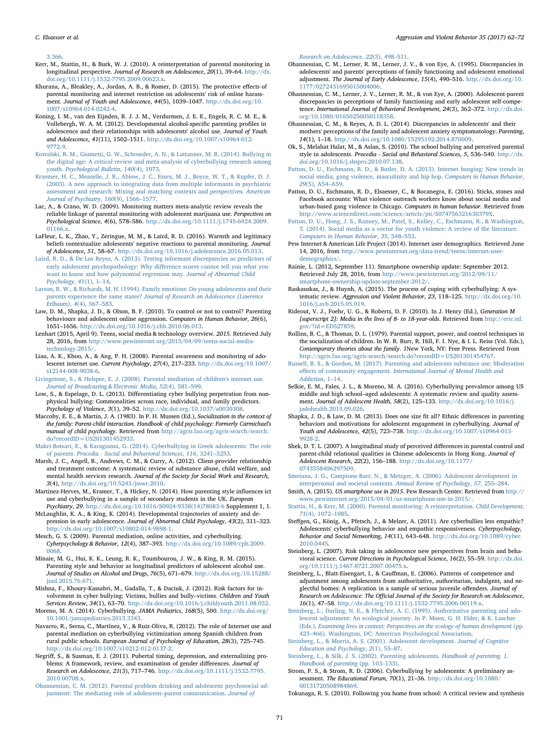3.366.

Kerr, M., Stattin, H., & Burk, W. J. (2010). A reinterpretation of parental monitoring in longitudinal perspective. *Journal of Research on Adolescence*, *20*(1), 39–64. http://dx.doi.org/10.1111/j.1532-7795.2009.00623.x.

Khurana, A., Bleakley, A., Jordan, A. B., & Romer, D. (2015). The protective effects of parental monitoring and internet restriction on adolescents' risk of online harassment. *Journal of Youth and Adolescence*, *44*(5), 1039–1047. http://dx.doi.org/10.1007/s10964-014-0242-4.

Koning, I. M., van den Eijnden, R. J. J. M., Verdurmen, J. E. E., Engels, R. C. M. E., & Vollebergh, W. A. M. (2012). Developmental alcohol-specific parenting profiles in adolescence and their relationships with adolescents' alcohol use. *Journal of Youth and Adolescence*, *41*(11), 1502–1511. http://dx.doi.org/10.1007/s10964-012-9772-9.

Kowalski, R. M., Giumetti, G. W., Schroeder, A. N., & Lattanner, M. R. (2014). Bullying in the digital age: A critical review and meta-analysis of cyberbullying research among youth. *Psychological Bulletin*, *140*(4), 1073.

Kraemer, H. C., Measelle, J. R., Ablow, J. C., Essex, M. J., Boyce, W. T., & Kupfer, D. J. (2003). A new approach to integrating data from multiple informants in psychiatric assessment and research: Mixing and matching contexts and perspectives. *American Journal of Psychiatry*, *160*(9), 1566–1577.

Lac, A., & Crano, W. D. (2009). Monitoring matters meta-analytic review reveals the reliable linkage of parental monitoring with adolescent marijuana use. *Perspectives on Psychological Science*, *4*(6), 578–586. http://dx.doi.org/10.1111/j.1745-6924.2009.01166.x.

LaFleur, L. K., Zhao, Y., Zeringue, M. M., & Laird, R. D. (2016). Warmth and legitimacy beliefs contextualize adolescents' negative reactions to parental monitoring. *Journal of Adolescence*, *51*, 58–67. http://dx.doi.org/10.1016/j.adolescence.2016.05.013.

Laird, R. D., & De Los Reyes, A. (2013). Testing informant discrepancies as predictors of early adolescent psychopathology: Why difference scores cannot tell you what you want to know and how polynomial regression may. *Journal of Abnormal Child Psychology*, *41*(1), 1–14.

Larson, R. W., & Richards, M. H. (1994). Family emotions: Do young adolescents and their parents experience the same states? *Journal of Research on Adolescence (Lawrence Erlbaum)*, *4*(4), 567–583.

Law, D. M., Shapka, J. D., & Olson, B. F. (2010). To control or not to control? Parenting behaviours and adolescent online aggression. *Computers in Human Behavior*, *26*(6), 1651–1656. http://dx.doi.org/10.1016/j.chb.2010.06.013.

Lenhart (2015, April 9). Teens, social media & technology overview. *2015*. Retrieved July 28, 2016, from http://www.pewinternet.org/2015/04/09/teens-social-media-technology-2015/.

Liau, A. K., Khoo, A., & Ang, P. H. (2008). Parental awareness and monitoring of adolescent internet use. *Current Psychology*, *27*(4), 217–233. http://dx.doi.org/10.1007/s12144-008-9038-6.

Livingstone, S., & Helsper, E. J. (2008). Parental mediation of children's internet use. *Journal of Broadcasting & Electronic Media*, *52*(4), 581–599.

Low, S., & Espelage, D. L. (2013). Differentiating cyber bullying perpetration from non-physical bullying: Commonalities across race, individual, and family predictors. *Psychology of Violence*, *3*(1), 39–52. http://dx.doi.org/10.1037/a0030308.

Maccoby, E. E., & Martin, J. A. (1983). In P. H. Mussen (Ed.), *Socialization in the context of the family: Parent-child interaction. Handbook of child psychology: Formerly Carmichael's manual of child psychology*. Retrieved from http://agris.fao.org/agris-search/search.do?recordID=US201301452933.

Makri-Botsari, E., & Karagianni, G. (2014). Cyberbullying in Greek adolescents: The role of parents. *Procedia - Social and Behavioral Sciences*, *116*, 3241–3253.

Marsh, J. C., Angell, B., Andrews, C. M., & Curry, A. (2012). Client-provider relationship and treatment outcome: A systematic review of substance abuse, child welfare, and mental health services research. *Journal of the Society for Social Work and Research*, *3*(4), http://dx.doi.org/10.5243/jsswr.2010.

Martinez-Herves, M., Kramer, T., & Hickey, N. (2014). How parenting style influences ict use and cyberbullying in a sample of secondary students in the UK. *European Psychiatry*, *29*. http://dx.doi.org/10.1016/S0924-9338(14)78083-6 Supplement 1, 1.

McLaughlin, K. A., & King, K. (2014). Developmental trajectories of anxiety and depression in early adolescence. *Journal of Abnormal Child Psychology*, *43*(2), 311–323. http://dx.doi.org/10.1007/s10802-014-9898-1.

Mesch, G. S. (2009). Parental mediation, online activities, and cyberbullying. *Cyberpsychology & Behavior*, *12*(4), 387–393. http://dx.doi.org/10.1089/cpb.2009.0068.

Minaie, M. G., Hui, K. K., Leung, R. K., Toumbourou, J. W., & King, R. M. (2015). Parenting style and behavior as longitudinal predictors of adolescent alcohol use. *Journal of Studies on Alcohol and Drugs*, *76*(5), 671–679. http://dx.doi.org/10.15288/jsad.2015.76.671.

Mishna, F., Khoury-Kassabri, M., Gadalla, T., & Daciuk, J. (2012). Risk factors for involvement in cyber bullying: Victims, bullies and bully–victims. *Children and Youth Services Review*, *34*(1), 63–70. http://dx.doi.org/10.1016/j.childyouth.2011.08.032.

Moreno, M. A. (2014). Cyberbullying. *JAMA Pediatrics*, *168*(5), 500. http://dx.doi.org/10.1001/jamapediatrics.2013.3343.

Navarro, R., Serna, C., Martínez, V., & Ruiz-Oliva, R. (2012). The role of Internet use and parental mediation on cyberbullying victimization among Spanish children from rural public schools. *European Journal of Psychology of Education*, *28*(3), 725–745. http://dx.doi.org/10.1007/s10212-012-0137-2.

Negriff, S., & Susman, E. J. (2011). Pubertal timing, depression, and externalizing problems: A framework, review, and examination of gender differences. *Journal of Research on Adolescence*, *21*(3), 717–746. http://dx.doi.org/10.1111/j.1532-7795.2010.00708.x.

Ohannessian, C. M. (2012). Parental problem drinking and adolescent psychosocial adjustment: The mediating role of adolescent–parent communication. *Journal of Research on Adolescence*, *22*(3), 498–511.

Ohannessian, C. M., Lerner, R. M., Lerner, J. V., & von Eye, A. (1995). Discrepancies in adolescents' and parents' perceptions of family functioning and adolescent emotional adjustment. *The Journal of Early Adolescence*, *15*(4), 490–516. http://dx.doi.org/10.1177/0272431695015004006.

Ohannessian, C. M., Lerner, J. V., Lerner, R. M., & von Eye, A. (2000). Adolescent-parent discrepancies in perceptions of family functioning and early adolescent self-competence. *International Journal of Behavioral Development*, *24*(3), 362–372. http://dx.doi.org/10.1080/01650250050118358.

Ohannessian, C. M., & Reyes, A. D. L. (2014). Discrepancies in adolescents' and their mothers' perceptions of the family and adolescent anxiety symptomatology. *Parenting*, *14*(1), 1–18. http://dx.doi.org/10.1080/15295192.2014.870009.

Ok, S., Melahat Halat, M., & Aslan, S. (2010). The school bullying and perceived parental style in adolescents. *Procedia - Social and Behavioral Sciences*, *5*, 536–540. http://dx.doi.org/10.1016/j.sbspro.2010.07.138.

Patton, D. U., Eschmann, R. D., & Butler, D. A. (2013). Internet banging: New trends in social media, gang violence, masculinity and hip hop. *Computers in Human Behavior*, *29*(5), A54–A59.

Patton, D. U., Eschmann, R. D., Elsaesser, C., & Bocanegra, E. (2016). Sticks, stones and Facebook accounts: What violence outreach workers know about social media and urban-based gang violence in Chicago. *Computers in human behavior*. Retrieved from http://www.sciencedirect.com/science/article/pii/S074756321630379X.

Patton, D. U., Hong, J. S., Ranney, M., Patel, S., Kelley, C., Eschmann, R., & Washington, T. (2014). Social media as a vector for youth violence: A review of the literature. *Computers in Human Behavior*, *35*, 548–553.

Pew Internet & American Life Project (2014). Internet user demographics. Retrieved June 14, 2016, from http://www.pewinternet.org/data-trend/teens/internet-user-demographics/.

Rainie, L. (2012, September 11). Smartphone ownership update: September 2012. Retrieved July 28, 2016, from http://www.pewinternet.org/2012/09/11/smartphone-ownership-update-september-2012/.

Raskauskas, J., & Huynh, A. (2015). The process of coping with cyberbullying: A systematic review. *Aggression and Violent Behavior*, *23*, 118–125. http://dx.doi.org/10.1016/j.avb.2015.05.019.

Rideout, V. J., Foehr, U. G., & Roberts, D. F. (2010). In J. Henry (Ed.), *Generation M [superscript 2]: Media in the lives of 8- to 18-year-olds*. Retrieved from http://eric.ed.gov/?id=ED527859.

Rollins, B. C., & Thomas, D. L. (1979). Parental support, power, and control techniques in the socialization of children. In W. R. Burr, R. Hill, F. I. Nye, & I. L. Reiss (Vol. Eds.), *Contemporary theories about the family*. *1*New York, NY: Free Press. Retrieved from http://agris.fao.org/agris-search/search.do?recordID=US201301454767.

Russell, B. S., & Gordon, M. (2017). Parenting and adolescent substance use: Moderation effects of community engagement. *International Journal of Mental Health and Addiction*, 1–14.

Selkie, E. M., Fales, J. L., & Moreno, M. A. (2016). Cyberbullying prevalence among US middle and high school–aged adolescents: A systematic review and quality assessment. *Journal of Adolescent Health*, *58*(2), 125–133. http://dx.doi.org/10.1016/j.jadohealth.2015.09.026.

Shapka, J. D., & Law, D. M. (2013). Does one size fit all? Ethnic differences in parenting behaviors and motivations for adolescent engagement in cyberbullying. *Journal of Youth and Adolescence*, *42*(5), 723–738. http://dx.doi.org/10.1007/s10964-013-9928-2.

Shek, D. T. L. (2007). A longitudinal study of perceived differences in parental control and parent-child relational qualities in Chinese adolescents in Hong Kong. *Journal of Adolescent Research*, *22*(2), 156–188. http://dx.doi.org/10.1177/0743558406297509.

Smetana, J. G., Campione-Barr, N., & Metzger, A. (2006). Adolescent development in interpersonal and societal contexts. *Annual Review of Psychology*, *57*, 255–284.

Smith, A. (2015). *US smartphone use in 2015*. Pew Research Center. Retrieved from http://www.pewinternet.org/2015/04/01/us-smartphone-use-in-2015/.

Stattin, H., & Kerr, M. (2000). Parental monitoring: A reinterpretation. *Child Development*, *71*(4), 1072–1085.

Steffgen, G., König, A., Pfetsch, J., & Melzer, A. (2011). Are cyberbullies less empathic? Adolescents' cyberbullying behavior and empathic responsiveness. *Cyberpsychology, Behavior and Social Networking*, *14*(11), 643–648. http://dx.doi.org/10.1089/cyber.2010.0445.

Steinberg, L. (2007). Risk taking in adolescence new perspectives from brain and behavioral science. *Current Directions in Psychological Science*, *16*(2), 55–59. http://dx.doi.org/10.1111/j.1467-8721.2007.00475.x.

Steinberg, L., Blatt-Eisengart, I., & Cauffman, E. (2006). Patterns of competence and adjustment among adolescents from authoritative, authoritarian, indulgent, and neglectful homes: A replication in a sample of serious juvenile offenders. *Journal of Research on Adolescence: The Official Journal of the Society for Research on Adolescence*, *16*(1), 47–58. http://dx.doi.org/10.1111/j.1532-7795.2006.00119.x.

Steinberg, L., Darling, N. E., & Fletcher, A. C. (1995). Authoritative parenting and adolescent adjustment: An ecological journey. In P. Moen, G. H. Elder, & K. Luscher (Eds.), *Examining lives in context: Perspectives on the ecology of human development* (pp. 423–466). Washington, DC: American Psychological Association.

Steinberg, L., & Morris, A. S. (2001). Adolescent development. *Journal of Cognitive Education and Psychology*, *2*(1), 55–87.

Steinberg, L., & Silk, J. S. (2002). Parenting adolescents. *Handbook of parenting*. *1*. *Handbook of parenting* (pp. 103–133).

Strom, P. S., & Strom, R. D. (2006). Cyberbullying by adolescents: A preliminary assessment. *The Educational Forum*, *70*(1), 21–36. http://dx.doi.org/10.1080/00131720508984869.

Tokunaga, R. S. (2010). Following you home from school: A critical review and synthesis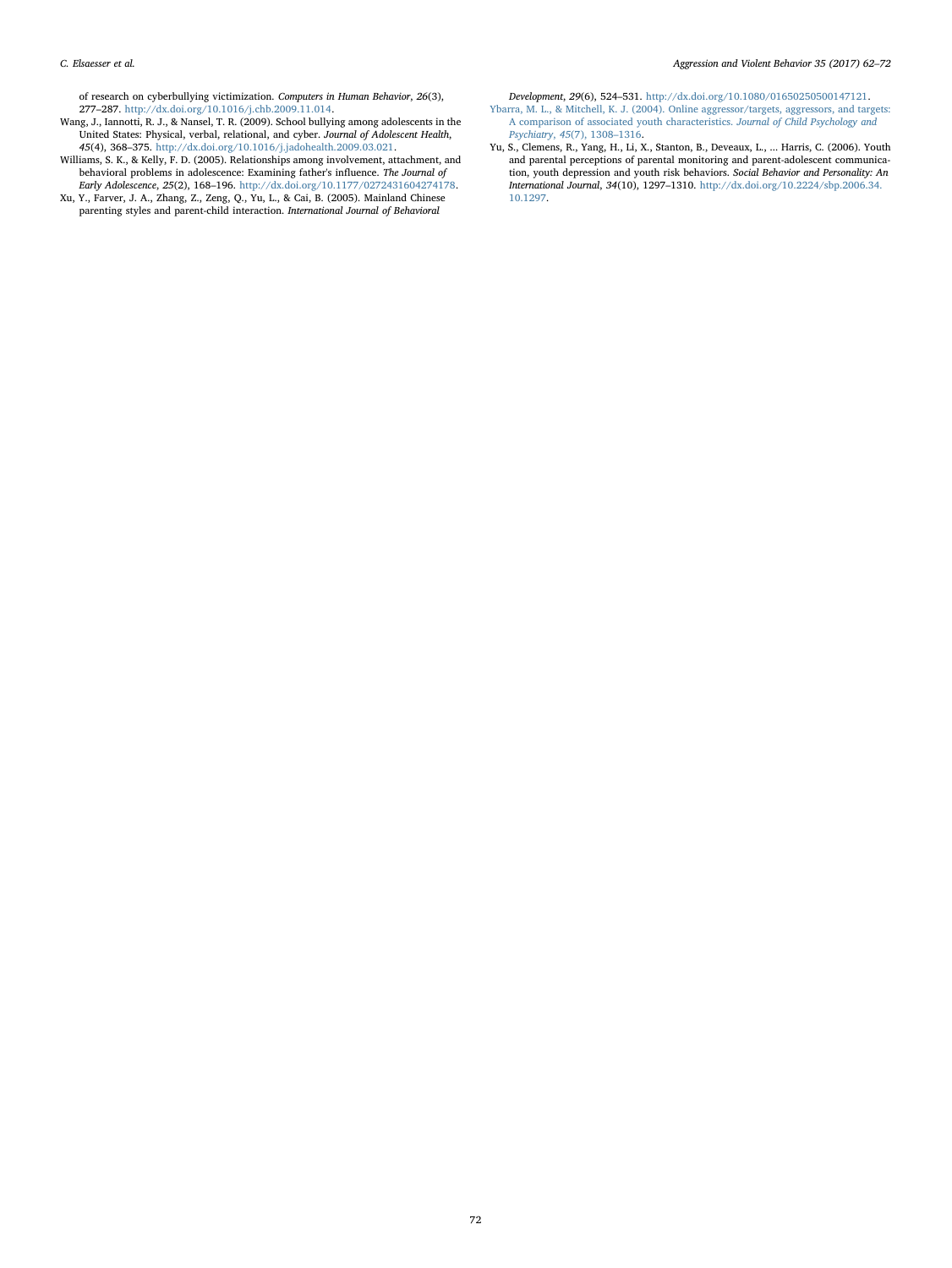of research on cyberbullying victimization. *Computers in Human Behavior*, *26*(3), 277–287. http://dx.doi.org/10.1016/j.chb.2009.11.014.

Wang, J., Iannotti, R. J., & Nansel, T. R. (2009). School bullying among adolescents in the United States: Physical, verbal, relational, and cyber. *Journal of Adolescent Health*, *45*(4), 368–375. http://dx.doi.org/10.1016/j.jadohealth.2009.03.021.

Williams, S. K., & Kelly, F. D. (2005). Relationships among involvement, attachment, and behavioral problems in adolescence: Examining father's influence. *The Journal of Early Adolescence*, *25*(2), 168–196. http://dx.doi.org/10.1177/0272431604274178.

Xu, Y., Farver, J. A., Zhang, Z., Zeng, Q., Yu, L., & Cai, B. (2005). Mainland Chinese parenting styles and parent-child interaction. *International Journal of Behavioral Development*, *29*(6), 524–531. http://dx.doi.org/10.1080/01650250500147121.

Ybarra, M. L., & Mitchell, K. J. (2004). Online aggressor/targets, aggressors, and targets: A comparison of associated youth characteristics. *Journal of Child Psychology and Psychiatry*, *45*(7), 1308–1316.

Yu, S., Clemens, R., Yang, H., Li, X., Stanton, B., Deveaux, L., ... Harris, C. (2006). Youth and parental perceptions of parental monitoring and parent-adolescent communication, youth depression and youth risk behaviors. *Social Behavior and Personality: An International Journal*, *34*(10), 1297–1310. http://dx.doi.org/10.2224/sbp.2006.34.10.1297.